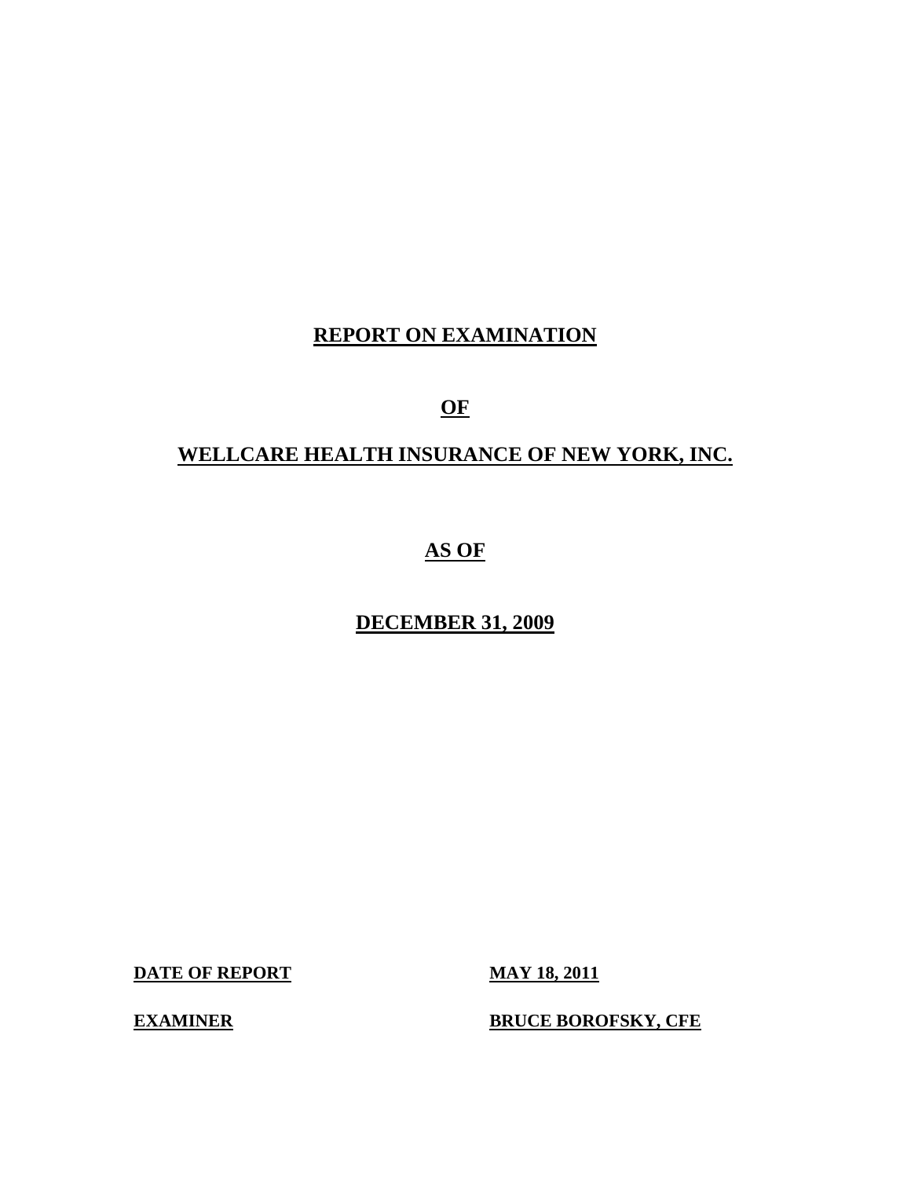# REPORT ON EXAMINATION

# OF

# WELLCARE HEALTH INSURANCE OF NEW YORK, INC.

# AS OF

# DECEMBER 31, 2009

| | |
|---|---|
| **DATE OF REPORT** | **MAY 18, 2011** |
| **EXAMINER** | **BRUCE BOROFSKY, CFE** |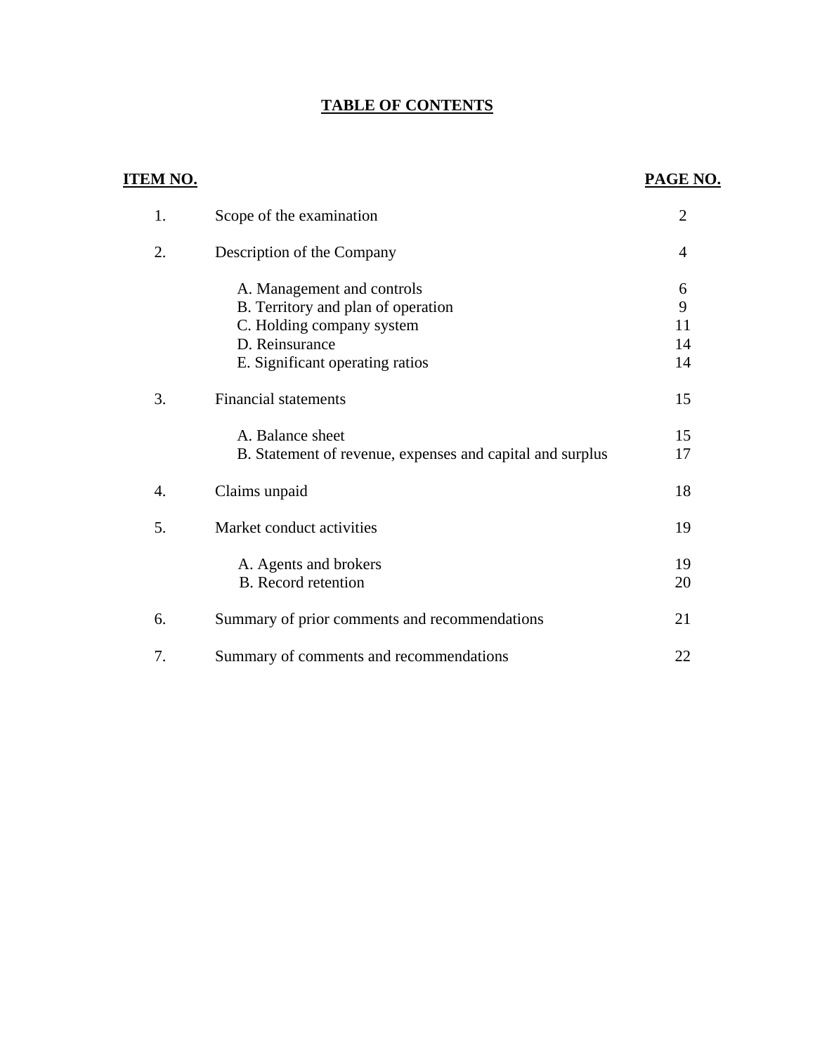# TABLE OF CONTENTS

| ITEM NO. | | PAGE NO. |
|---|---|---|
| 1. | Scope of the examination | 2 |
| 2. | Description of the Company | 4 |
| | A. Management and controls | 6 |
| | B. Territory and plan of operation | 9 |
| | C. Holding company system | 11 |
| | D. Reinsurance | 14 |
| | E. Significant operating ratios | 14 |
| 3. | Financial statements | 15 |
| | A. Balance sheet | 15 |
| | B. Statement of revenue, expenses and capital and surplus | 17 |
| 4. | Claims unpaid | 18 |
| 5. | Market conduct activities | 19 |
| | A. Agents and brokers | 19 |
| | B. Record retention | 20 |
| 6. | Summary of prior comments and recommendations | 21 |
| 7. | Summary of comments and recommendations | 22 |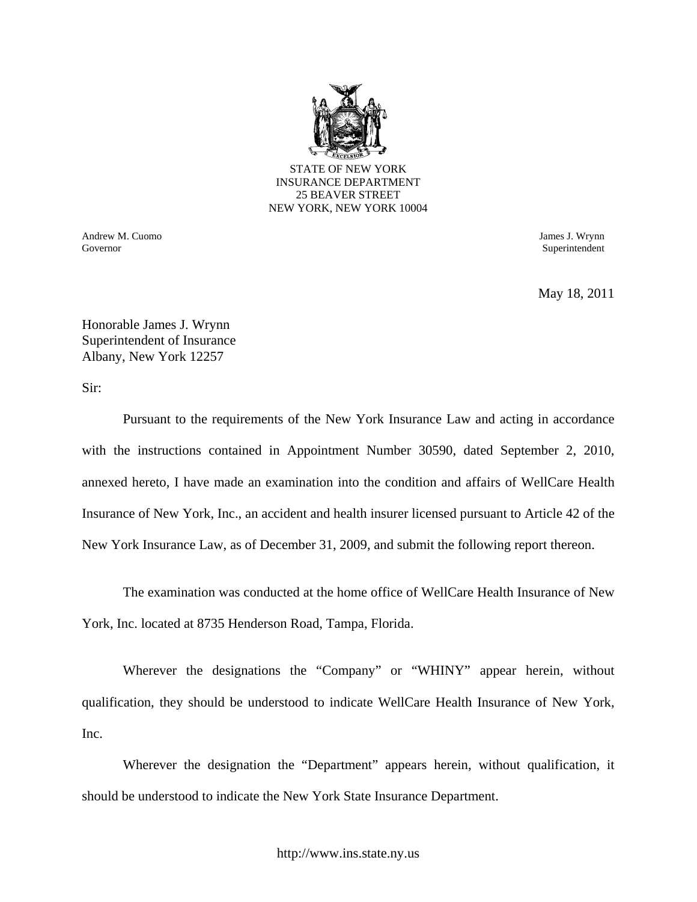STATE OF NEW YORK
INSURANCE DEPARTMENT
25 BEAVER STREET
NEW YORK, NEW YORK 10004

Andrew M. Cuomo
Governor

James J. Wrynn
Superintendent

May 18, 2011

Honorable James J. Wrynn
Superintendent of Insurance
Albany, New York 12257

Sir:

Pursuant to the requirements of the New York Insurance Law and acting in accordance with the instructions contained in Appointment Number 30590, dated September 2, 2010, annexed hereto, I have made an examination into the condition and affairs of WellCare Health Insurance of New York, Inc., an accident and health insurer licensed pursuant to Article 42 of the New York Insurance Law, as of December 31, 2009, and submit the following report thereon.

The examination was conducted at the home office of WellCare Health Insurance of New York, Inc. located at 8735 Henderson Road, Tampa, Florida.

Wherever the designations the "Company" or "WHINY" appear herein, without qualification, they should be understood to indicate WellCare Health Insurance of New York, Inc.

Wherever the designation the "Department" appears herein, without qualification, it should be understood to indicate the New York State Insurance Department.

http://www.ins.state.ny.us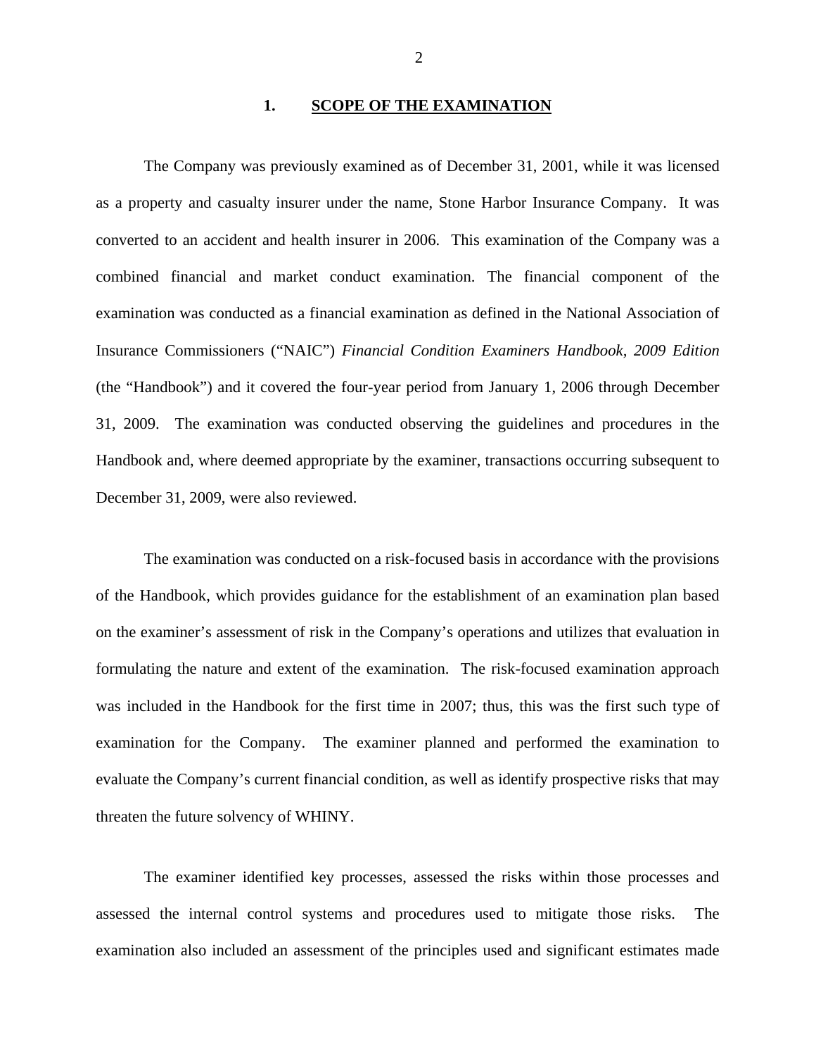## 1. SCOPE OF THE EXAMINATION

The Company was previously examined as of December 31, 2001, while it was licensed as a property and casualty insurer under the name, Stone Harbor Insurance Company. It was converted to an accident and health insurer in 2006. This examination of the Company was a combined financial and market conduct examination. The financial component of the examination was conducted as a financial examination as defined in the National Association of Insurance Commissioners ("NAIC") *Financial Condition Examiners Handbook, 2009 Edition* (the "Handbook") and it covered the four-year period from January 1, 2006 through December 31, 2009. The examination was conducted observing the guidelines and procedures in the Handbook and, where deemed appropriate by the examiner, transactions occurring subsequent to December 31, 2009, were also reviewed.

The examination was conducted on a risk-focused basis in accordance with the provisions of the Handbook, which provides guidance for the establishment of an examination plan based on the examiner's assessment of risk in the Company's operations and utilizes that evaluation in formulating the nature and extent of the examination. The risk-focused examination approach was included in the Handbook for the first time in 2007; thus, this was the first such type of examination for the Company. The examiner planned and performed the examination to evaluate the Company's current financial condition, as well as identify prospective risks that may threaten the future solvency of WHINY.

The examiner identified key processes, assessed the risks within those processes and assessed the internal control systems and procedures used to mitigate those risks. The examination also included an assessment of the principles used and significant estimates made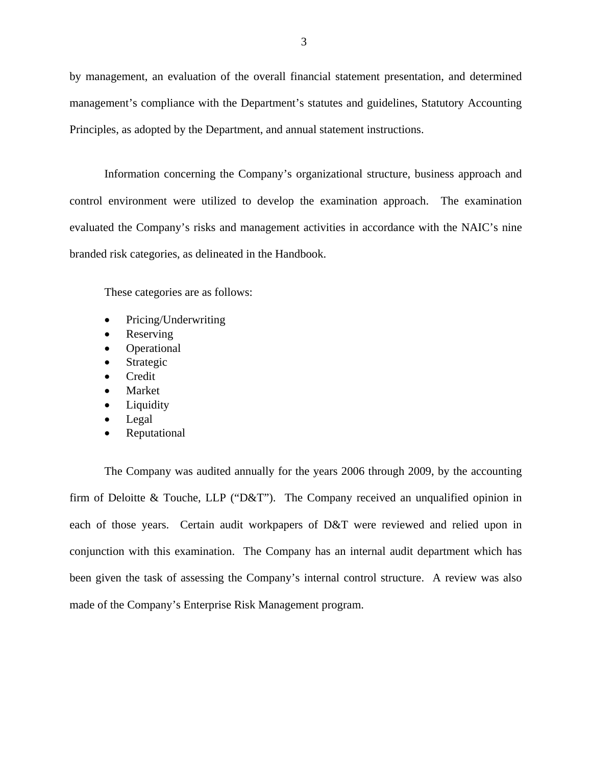by management, an evaluation of the overall financial statement presentation, and determined management's compliance with the Department's statutes and guidelines, Statutory Accounting Principles, as adopted by the Department, and annual statement instructions.

Information concerning the Company's organizational structure, business approach and control environment were utilized to develop the examination approach. The examination evaluated the Company's risks and management activities in accordance with the NAIC's nine branded risk categories, as delineated in the Handbook.

These categories are as follows:

- Pricing/Underwriting
- Reserving
- Operational
- Strategic
- Credit
- Market
- Liquidity
- Legal
- Reputational

The Company was audited annually for the years 2006 through 2009, by the accounting firm of Deloitte & Touche, LLP ("D&T"). The Company received an unqualified opinion in each of those years. Certain audit workpapers of D&T were reviewed and relied upon in conjunction with this examination. The Company has an internal audit department which has been given the task of assessing the Company's internal control structure. A review was also made of the Company's Enterprise Risk Management program.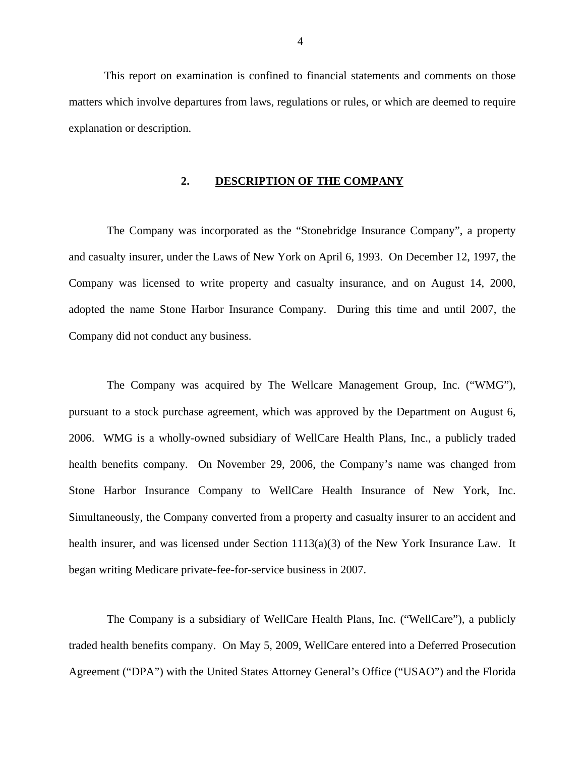This report on examination is confined to financial statements and comments on those matters which involve departures from laws, regulations or rules, or which are deemed to require explanation or description.

## 2. DESCRIPTION OF THE COMPANY

The Company was incorporated as the "Stonebridge Insurance Company", a property and casualty insurer, under the Laws of New York on April 6, 1993. On December 12, 1997, the Company was licensed to write property and casualty insurance, and on August 14, 2000, adopted the name Stone Harbor Insurance Company. During this time and until 2007, the Company did not conduct any business.

The Company was acquired by The Wellcare Management Group, Inc. ("WMG"), pursuant to a stock purchase agreement, which was approved by the Department on August 6, 2006. WMG is a wholly-owned subsidiary of WellCare Health Plans, Inc., a publicly traded health benefits company. On November 29, 2006, the Company's name was changed from Stone Harbor Insurance Company to WellCare Health Insurance of New York, Inc. Simultaneously, the Company converted from a property and casualty insurer to an accident and health insurer, and was licensed under Section 1113(a)(3) of the New York Insurance Law. It began writing Medicare private-fee-for-service business in 2007.

The Company is a subsidiary of WellCare Health Plans, Inc. ("WellCare"), a publicly traded health benefits company. On May 5, 2009, WellCare entered into a Deferred Prosecution Agreement ("DPA") with the United States Attorney General's Office ("USAO") and the Florida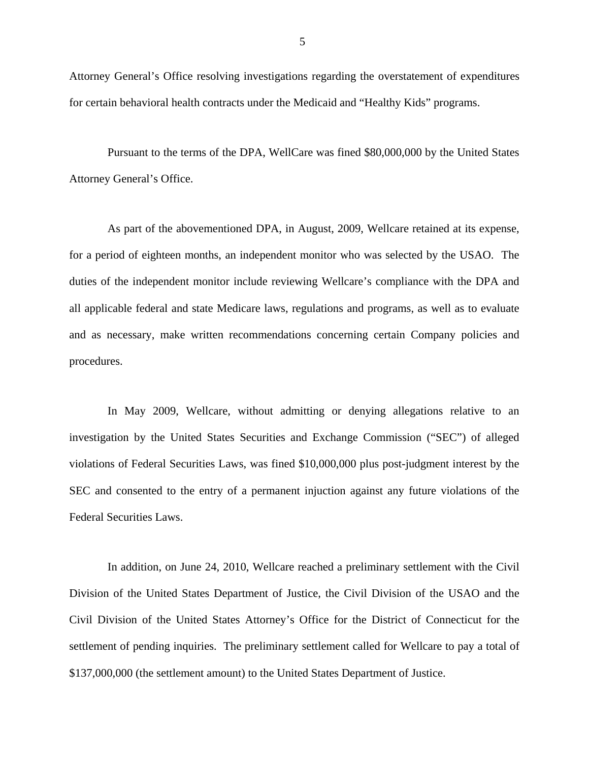Attorney General's Office resolving investigations regarding the overstatement of expenditures for certain behavioral health contracts under the Medicaid and "Healthy Kids" programs.

Pursuant to the terms of the DPA, WellCare was fined $80,000,000 by the United States Attorney General's Office.

As part of the abovementioned DPA, in August, 2009, Wellcare retained at its expense, for a period of eighteen months, an independent monitor who was selected by the USAO. The duties of the independent monitor include reviewing Wellcare's compliance with the DPA and all applicable federal and state Medicare laws, regulations and programs, as well as to evaluate and as necessary, make written recommendations concerning certain Company policies and procedures.

In May 2009, Wellcare, without admitting or denying allegations relative to an investigation by the United States Securities and Exchange Commission ("SEC") of alleged violations of Federal Securities Laws, was fined $10,000,000 plus post-judgment interest by the SEC and consented to the entry of a permanent injuction against any future violations of the Federal Securities Laws.

In addition, on June 24, 2010, Wellcare reached a preliminary settlement with the Civil Division of the United States Department of Justice, the Civil Division of the USAO and the Civil Division of the United States Attorney's Office for the District of Connecticut for the settlement of pending inquiries. The preliminary settlement called for Wellcare to pay a total of $137,000,000 (the settlement amount) to the United States Department of Justice.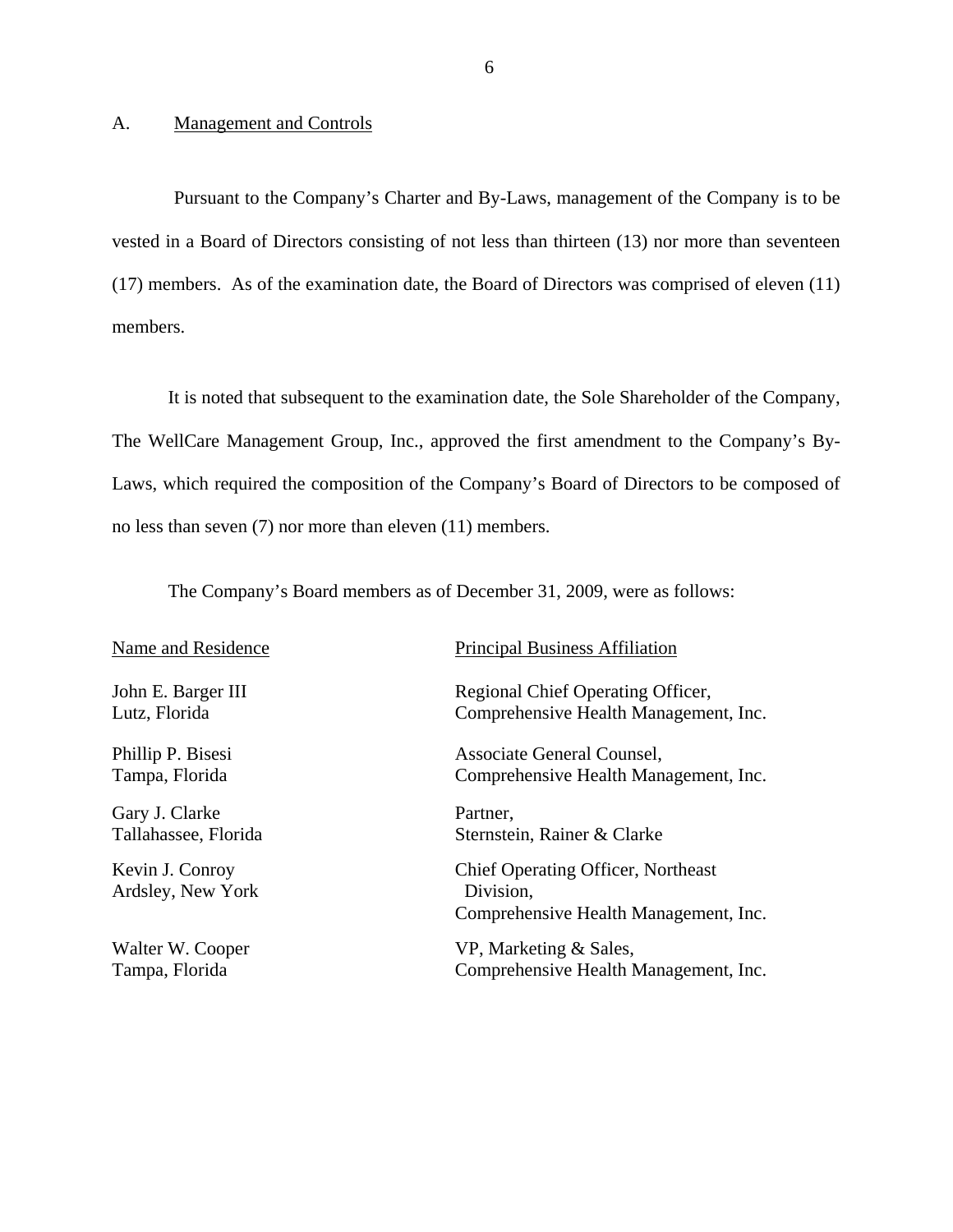## A. Management and Controls

Pursuant to the Company's Charter and By-Laws, management of the Company is to be vested in a Board of Directors consisting of not less than thirteen (13) nor more than seventeen (17) members. As of the examination date, the Board of Directors was comprised of eleven (11) members.

It is noted that subsequent to the examination date, the Sole Shareholder of the Company, The WellCare Management Group, Inc., approved the first amendment to the Company's By-Laws, which required the composition of the Company's Board of Directors to be composed of no less than seven (7) nor more than eleven (11) members.

The Company's Board members as of December 31, 2009, were as follows:

| Name and Residence | Principal Business Affiliation |
|---|---|
| John E. Barger III<br>Lutz, Florida | Regional Chief Operating Officer,<br>Comprehensive Health Management, Inc. |
| Phillip P. Bisesi<br>Tampa, Florida | Associate General Counsel,<br>Comprehensive Health Management, Inc. |
| Gary J. Clarke<br>Tallahassee, Florida | Partner,<br>Sternstein, Rainer & Clarke |
| Kevin J. Conroy<br>Ardsley, New York | Chief Operating Officer, Northeast Division,<br>Comprehensive Health Management, Inc. |
| Walter W. Cooper<br>Tampa, Florida | VP, Marketing & Sales,<br>Comprehensive Health Management, Inc. |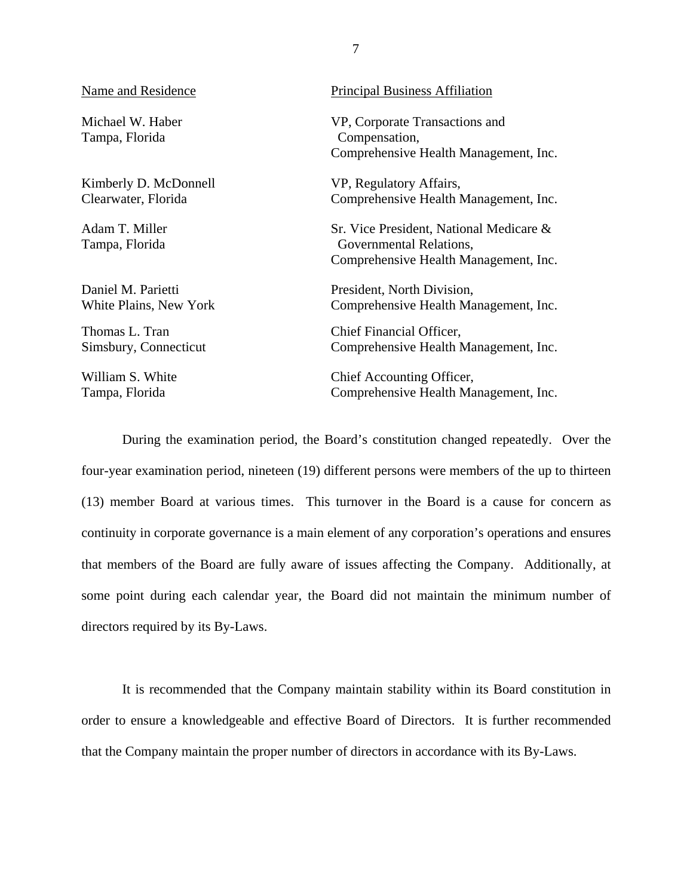| Name and Residence | Principal Business Affiliation |
|---|---|
| Michael W. Haber<br>Tampa, Florida | VP, Corporate Transactions and Compensation,<br>Comprehensive Health Management, Inc. |
| Kimberly D. McDonnell<br>Clearwater, Florida | VP, Regulatory Affairs,<br>Comprehensive Health Management, Inc. |
| Adam T. Miller<br>Tampa, Florida | Sr. Vice President, National Medicare & Governmental Relations,<br>Comprehensive Health Management, Inc. |
| Daniel M. Parietti<br>White Plains, New York | President, North Division,<br>Comprehensive Health Management, Inc. |
| Thomas L. Tran<br>Simsbury, Connecticut | Chief Financial Officer,<br>Comprehensive Health Management, Inc. |
| William S. White<br>Tampa, Florida | Chief Accounting Officer,<br>Comprehensive Health Management, Inc. |

During the examination period, the Board's constitution changed repeatedly. Over the four-year examination period, nineteen (19) different persons were members of the up to thirteen (13) member Board at various times. This turnover in the Board is a cause for concern as continuity in corporate governance is a main element of any corporation's operations and ensures that members of the Board are fully aware of issues affecting the Company. Additionally, at some point during each calendar year, the Board did not maintain the minimum number of directors required by its By-Laws.

It is recommended that the Company maintain stability within its Board constitution in order to ensure a knowledgeable and effective Board of Directors. It is further recommended that the Company maintain the proper number of directors in accordance with its By-Laws.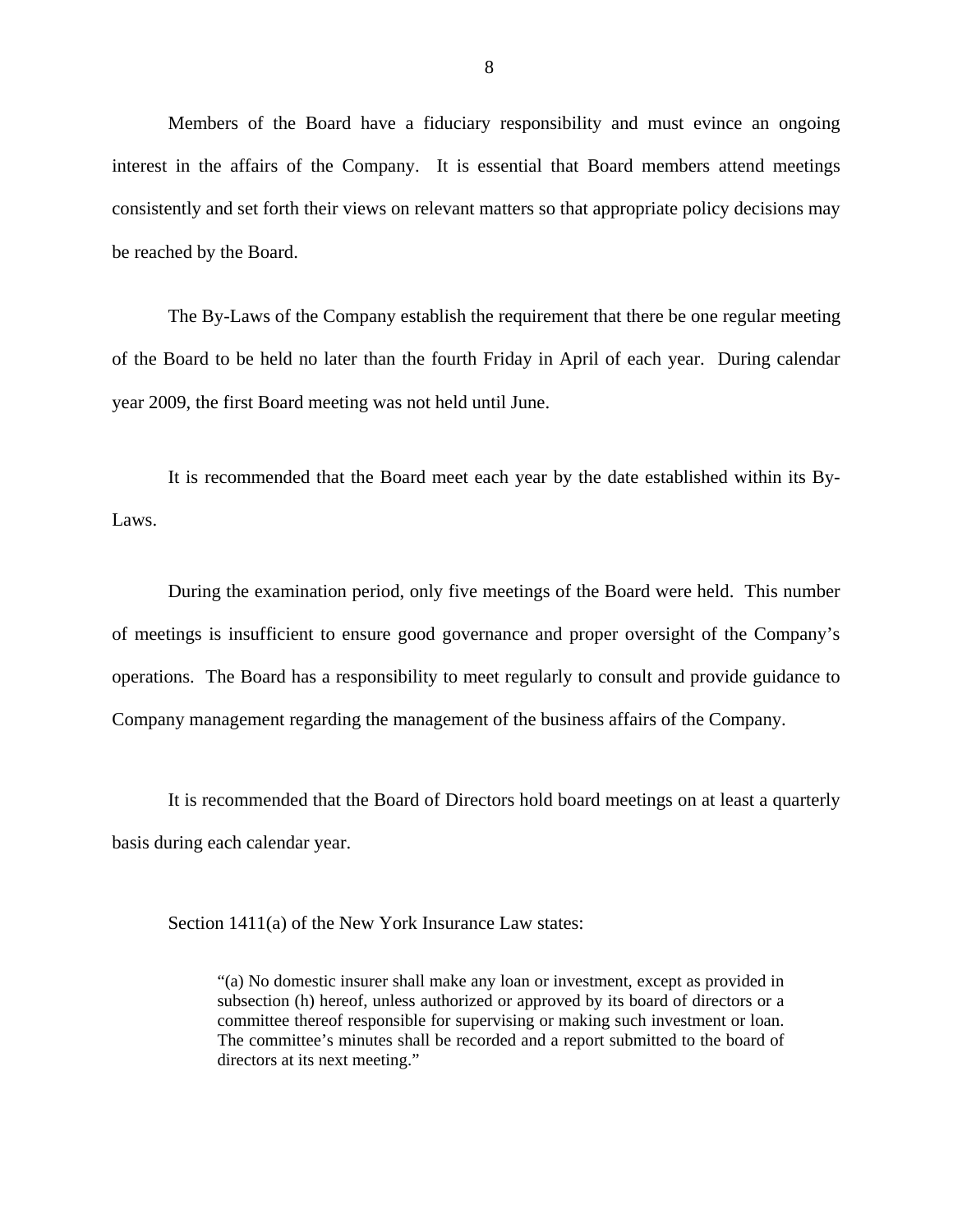Members of the Board have a fiduciary responsibility and must evince an ongoing interest in the affairs of the Company. It is essential that Board members attend meetings consistently and set forth their views on relevant matters so that appropriate policy decisions may be reached by the Board.

The By-Laws of the Company establish the requirement that there be one regular meeting of the Board to be held no later than the fourth Friday in April of each year. During calendar year 2009, the first Board meeting was not held until June.

It is recommended that the Board meet each year by the date established within its By-Laws.

During the examination period, only five meetings of the Board were held. This number of meetings is insufficient to ensure good governance and proper oversight of the Company's operations. The Board has a responsibility to meet regularly to consult and provide guidance to Company management regarding the management of the business affairs of the Company.

It is recommended that the Board of Directors hold board meetings on at least a quarterly basis during each calendar year.

Section 1411(a) of the New York Insurance Law states:

> "(a) No domestic insurer shall make any loan or investment, except as provided in subsection (h) hereof, unless authorized or approved by its board of directors or a committee thereof responsible for supervising or making such investment or loan. The committee's minutes shall be recorded and a report submitted to the board of directors at its next meeting."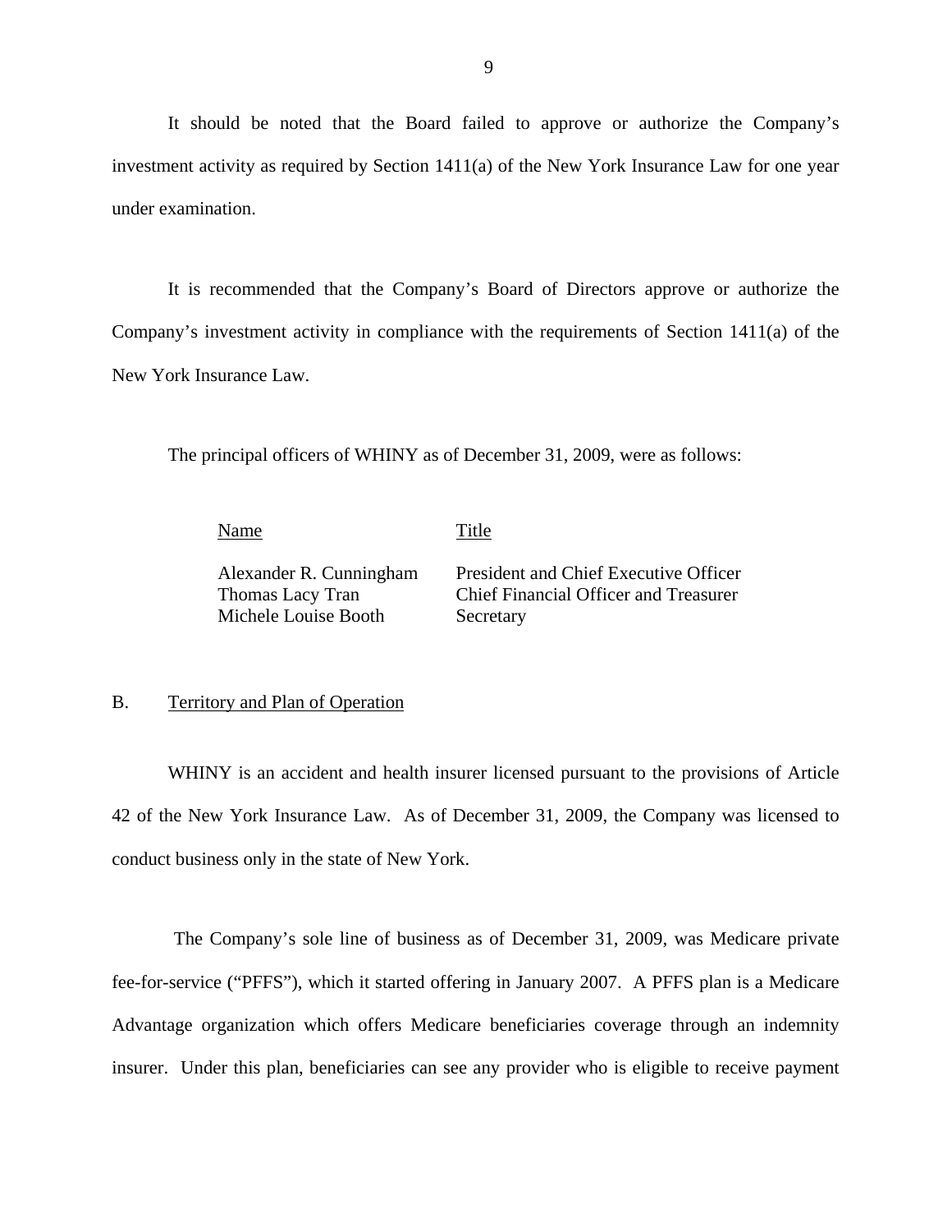It should be noted that the Board failed to approve or authorize the Company's investment activity as required by Section 1411(a) of the New York Insurance Law for one year under examination.

It is recommended that the Company's Board of Directors approve or authorize the Company's investment activity in compliance with the requirements of Section 1411(a) of the New York Insurance Law.

The principal officers of WHINY as of December 31, 2009, were as follows:

| Name | Title |
|---|---|
| Alexander R. Cunningham | President and Chief Executive Officer |
| Thomas Lacy Tran | Chief Financial Officer and Treasurer |
| Michele Louise Booth | Secretary |

## B. Territory and Plan of Operation

WHINY is an accident and health insurer licensed pursuant to the provisions of Article 42 of the New York Insurance Law. As of December 31, 2009, the Company was licensed to conduct business only in the state of New York.

The Company's sole line of business as of December 31, 2009, was Medicare private fee-for-service ("PFFS"), which it started offering in January 2007. A PFFS plan is a Medicare Advantage organization which offers Medicare beneficiaries coverage through an indemnity insurer. Under this plan, beneficiaries can see any provider who is eligible to receive payment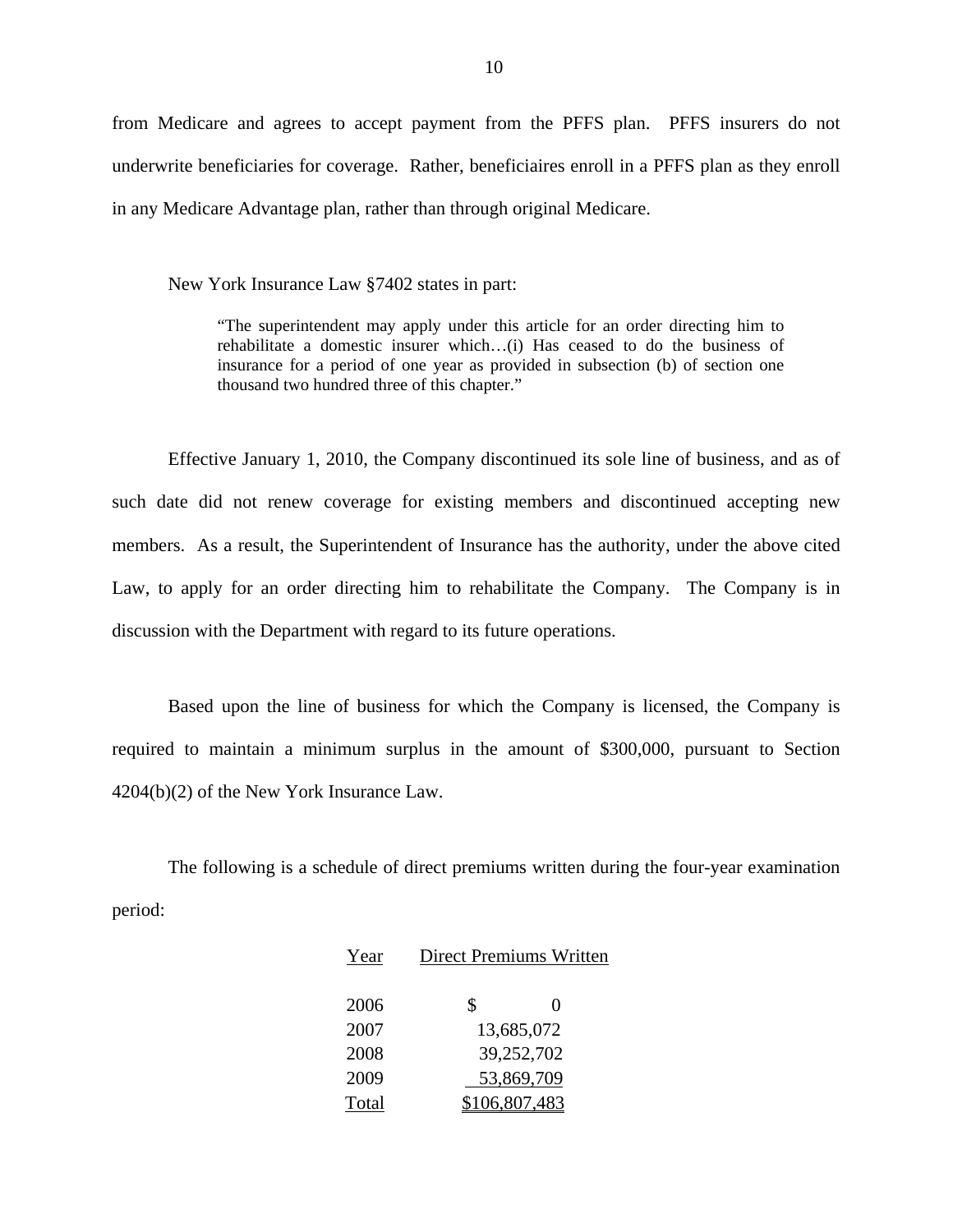from Medicare and agrees to accept payment from the PFFS plan. PFFS insurers do not underwrite beneficiaries for coverage. Rather, beneficiaires enroll in a PFFS plan as they enroll in any Medicare Advantage plan, rather than through original Medicare.

New York Insurance Law §7402 states in part:

> "The superintendent may apply under this article for an order directing him to rehabilitate a domestic insurer which…(i) Has ceased to do the business of insurance for a period of one year as provided in subsection (b) of section one thousand two hundred three of this chapter."

Effective January 1, 2010, the Company discontinued its sole line of business, and as of such date did not renew coverage for existing members and discontinued accepting new members. As a result, the Superintendent of Insurance has the authority, under the above cited Law, to apply for an order directing him to rehabilitate the Company. The Company is in discussion with the Department with regard to its future operations.

Based upon the line of business for which the Company is licensed, the Company is required to maintain a minimum surplus in the amount of $300,000, pursuant to Section 4204(b)(2) of the New York Insurance Law.

The following is a schedule of direct premiums written during the four-year examination period:

| Year | Direct Premiums Written |
|---|---|
| 2006 | $ 0 |
| 2007 | 13,685,072 |
| 2008 | 39,252,702 |
| 2009 | 53,869,709 |
| Total | $106,807,483 |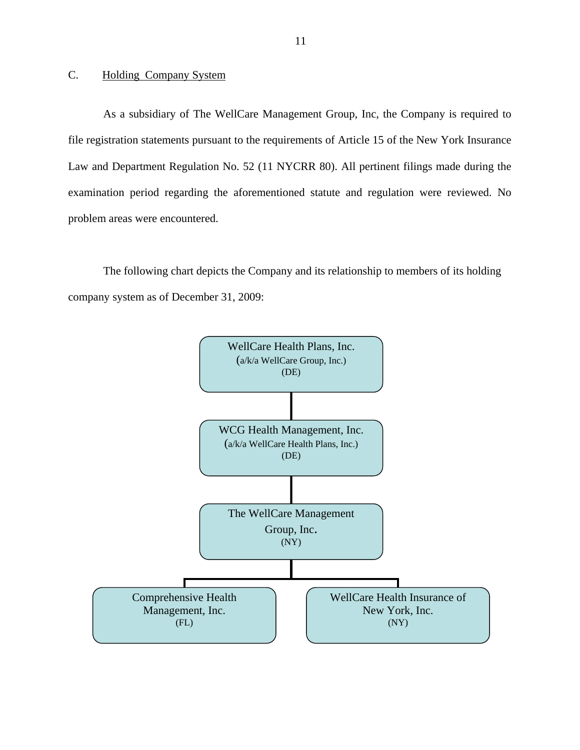## C. Holding Company System

As a subsidiary of The WellCare Management Group, Inc, the Company is required to file registration statements pursuant to the requirements of Article 15 of the New York Insurance Law and Department Regulation No. 52 (11 NYCRR 80). All pertinent filings made during the examination period regarding the aforementioned statute and regulation were reviewed. No problem areas were encountered.

The following chart depicts the Company and its relationship to members of its holding company system as of December 31, 2009:

- WellCare Health Plans, Inc. (a/k/a WellCare Group, Inc.) (DE)
  - WCG Health Management, Inc. (a/k/a WellCare Health Plans, Inc.) (DE)
    - The WellCare Management Group, Inc. (NY)
      - Comprehensive Health Management, Inc. (FL)
      - WellCare Health Insurance of New York, Inc. (NY)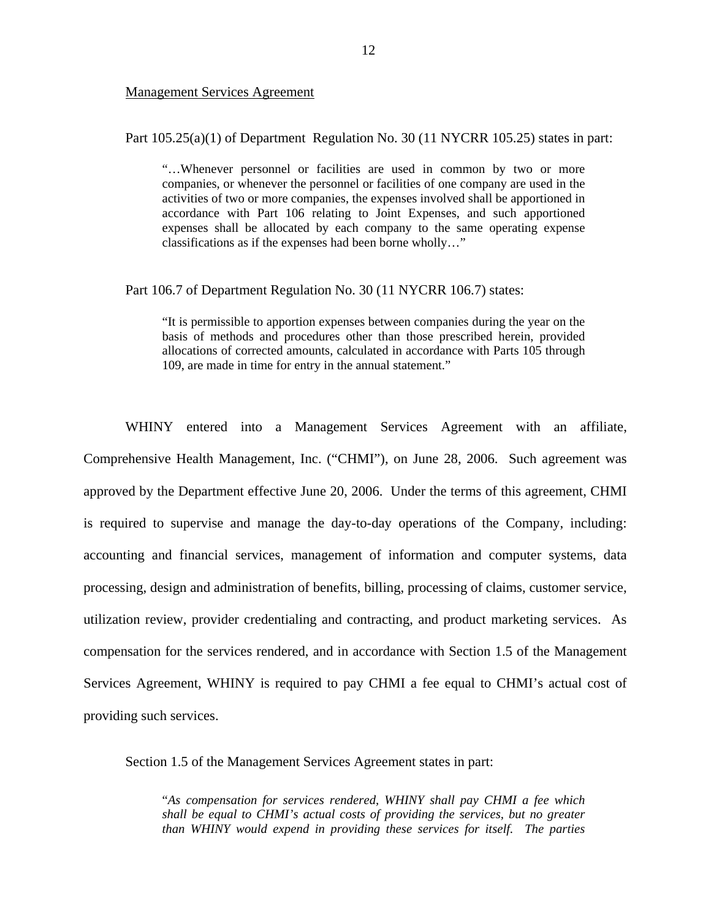Management Services Agreement

Part 105.25(a)(1) of Department Regulation No. 30 (11 NYCRR 105.25) states in part:

> "…Whenever personnel or facilities are used in common by two or more companies, or whenever the personnel or facilities of one company are used in the activities of two or more companies, the expenses involved shall be apportioned in accordance with Part 106 relating to Joint Expenses, and such apportioned expenses shall be allocated by each company to the same operating expense classifications as if the expenses had been borne wholly…"

Part 106.7 of Department Regulation No. 30 (11 NYCRR 106.7) states:

> "It is permissible to apportion expenses between companies during the year on the basis of methods and procedures other than those prescribed herein, provided allocations of corrected amounts, calculated in accordance with Parts 105 through 109, are made in time for entry in the annual statement."

WHINY entered into a Management Services Agreement with an affiliate, Comprehensive Health Management, Inc. ("CHMI"), on June 28, 2006. Such agreement was approved by the Department effective June 20, 2006. Under the terms of this agreement, CHMI is required to supervise and manage the day-to-day operations of the Company, including: accounting and financial services, management of information and computer systems, data processing, design and administration of benefits, billing, processing of claims, customer service, utilization review, provider credentialing and contracting, and product marketing services. As compensation for the services rendered, and in accordance with Section 1.5 of the Management Services Agreement, WHINY is required to pay CHMI a fee equal to CHMI's actual cost of providing such services.

Section 1.5 of the Management Services Agreement states in part:

> "*As compensation for services rendered, WHINY shall pay CHMI a fee which shall be equal to CHMI's actual costs of providing the services, but no greater than WHINY would expend in providing these services for itself. The parties*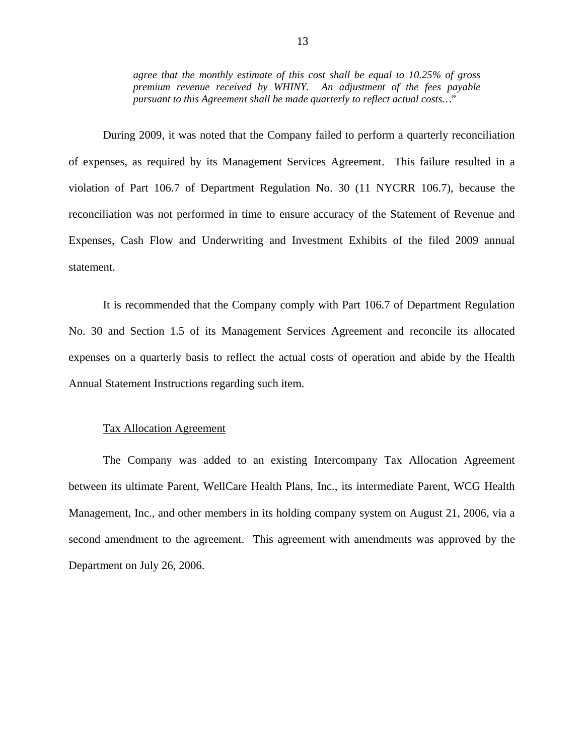> *agree that the monthly estimate of this cost shall be equal to 10.25% of gross premium revenue received by WHINY. An adjustment of the fees payable pursuant to this Agreement shall be made quarterly to reflect actual costs…*"

During 2009, it was noted that the Company failed to perform a quarterly reconciliation of expenses, as required by its Management Services Agreement. This failure resulted in a violation of Part 106.7 of Department Regulation No. 30 (11 NYCRR 106.7), because the reconciliation was not performed in time to ensure accuracy of the Statement of Revenue and Expenses, Cash Flow and Underwriting and Investment Exhibits of the filed 2009 annual statement.

It is recommended that the Company comply with Part 106.7 of Department Regulation No. 30 and Section 1.5 of its Management Services Agreement and reconcile its allocated expenses on a quarterly basis to reflect the actual costs of operation and abide by the Health Annual Statement Instructions regarding such item.

Tax Allocation Agreement

The Company was added to an existing Intercompany Tax Allocation Agreement between its ultimate Parent, WellCare Health Plans, Inc., its intermediate Parent, WCG Health Management, Inc., and other members in its holding company system on August 21, 2006, via a second amendment to the agreement. This agreement with amendments was approved by the Department on July 26, 2006.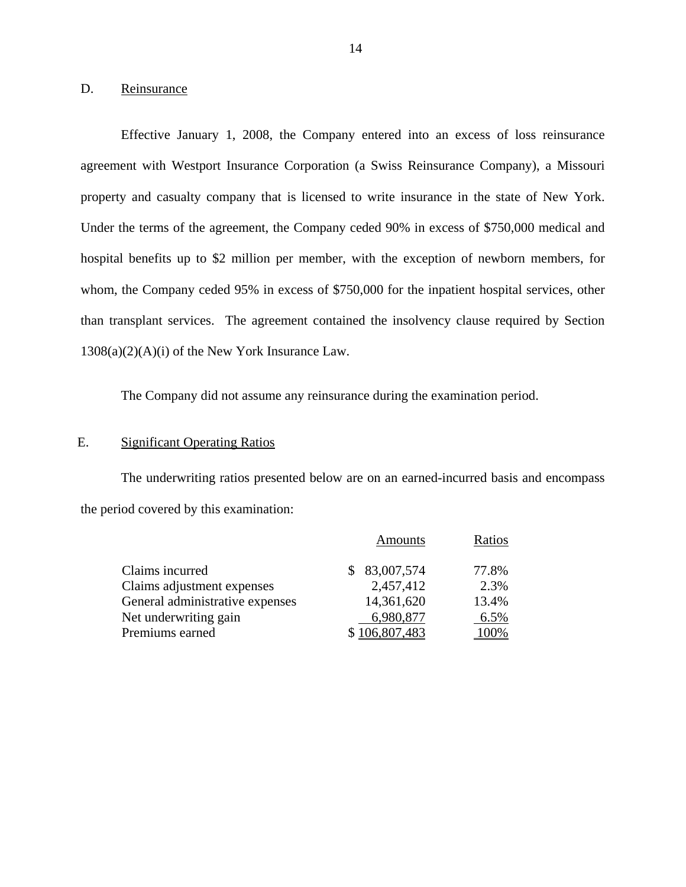## D. Reinsurance

Effective January 1, 2008, the Company entered into an excess of loss reinsurance agreement with Westport Insurance Corporation (a Swiss Reinsurance Company), a Missouri property and casualty company that is licensed to write insurance in the state of New York. Under the terms of the agreement, the Company ceded 90% in excess of $750,000 medical and hospital benefits up to $2 million per member, with the exception of newborn members, for whom, the Company ceded 95% in excess of $750,000 for the inpatient hospital services, other than transplant services. The agreement contained the insolvency clause required by Section 1308(a)(2)(A)(i) of the New York Insurance Law.

The Company did not assume any reinsurance during the examination period.

## E. Significant Operating Ratios

The underwriting ratios presented below are on an earned-incurred basis and encompass the period covered by this examination:

| | Amounts | Ratios |
|---|---|---|
| Claims incurred | $ 83,007,574 | 77.8% |
| Claims adjustment expenses | 2,457,412 | 2.3% |
| General administrative expenses | 14,361,620 | 13.4% |
| Net underwriting gain | 6,980,877 | 6.5% |
| Premiums earned | $ 106,807,483 | 100% |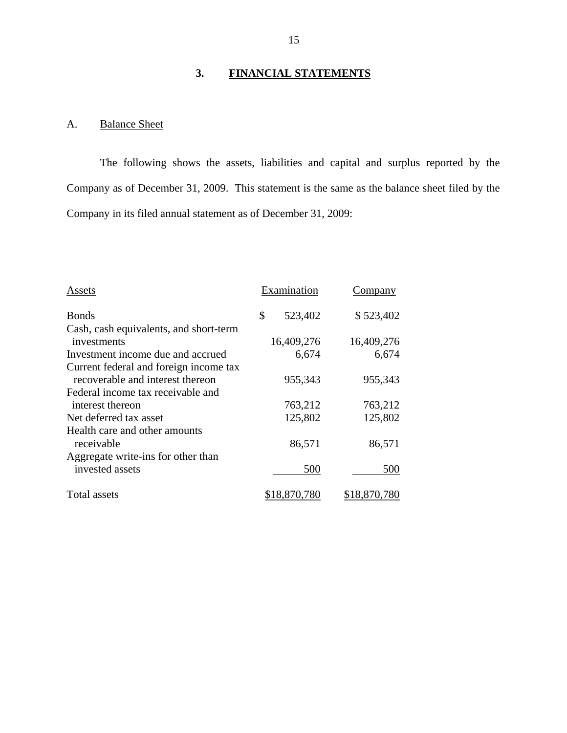## 3. FINANCIAL STATEMENTS

### A. Balance Sheet

The following shows the assets, liabilities and capital and surplus reported by the Company as of December 31, 2009. This statement is the same as the balance sheet filed by the Company in its filed annual statement as of December 31, 2009:

| Assets | Examination | Company |
|---|---|---|
| Bonds | $ 523,402 | $ 523,402 |
| Cash, cash equivalents, and short-term investments | 16,409,276 | 16,409,276 |
| Investment income due and accrued | 6,674 | 6,674 |
| Current federal and foreign income tax recoverable and interest thereon | 955,343 | 955,343 |
| Federal income tax receivable and interest thereon | 763,212 | 763,212 |
| Net deferred tax asset | 125,802 | 125,802 |
| Health care and other amounts receivable | 86,571 | 86,571 |
| Aggregate write-ins for other than invested assets | 500 | 500 |
| Total assets | $18,870,780 | $18,870,780 |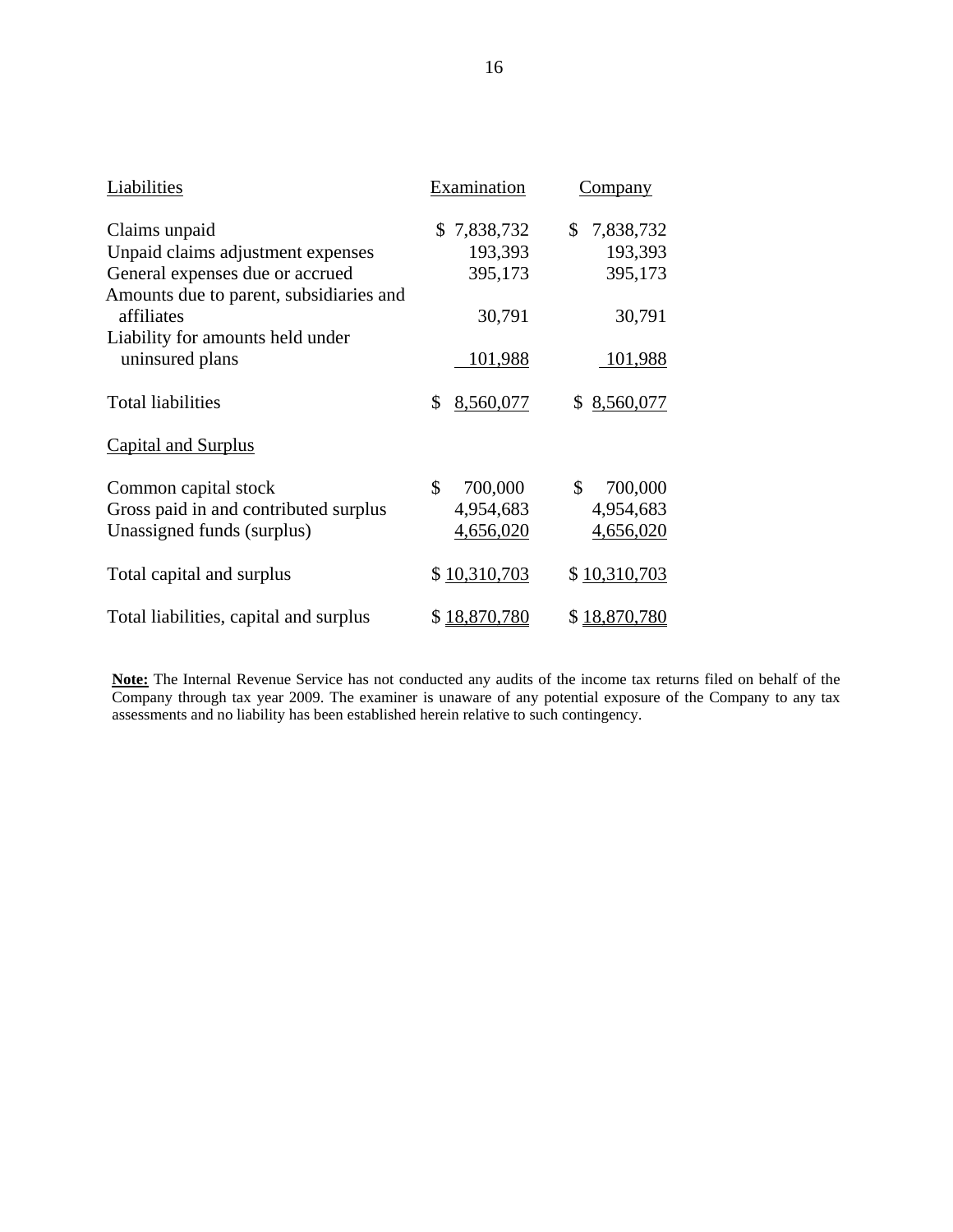| Liabilities | Examination | Company |
|---|---|---|
| Claims unpaid | $ 7,838,732 | $ 7,838,732 |
| Unpaid claims adjustment expenses | 193,393 | 193,393 |
| General expenses due or accrued | 395,173 | 395,173 |
| Amounts due to parent, subsidiaries and affiliates | 30,791 | 30,791 |
| Liability for amounts held under uninsured plans | 101,988 | 101,988 |
| Total liabilities | $ 8,560,077 | $ 8,560,077 |
| Capital and Surplus | | |
| Common capital stock | $ 700,000 | $ 700,000 |
| Gross paid in and contributed surplus | 4,954,683 | 4,954,683 |
| Unassigned funds (surplus) | 4,656,020 | 4,656,020 |
| Total capital and surplus | $ 10,310,703 | $ 10,310,703 |
| Total liabilities, capital and surplus | $ 18,870,780 | $ 18,870,780 |

**Note:** The Internal Revenue Service has not conducted any audits of the income tax returns filed on behalf of the Company through tax year 2009. The examiner is unaware of any potential exposure of the Company to any tax assessments and no liability has been established herein relative to such contingency.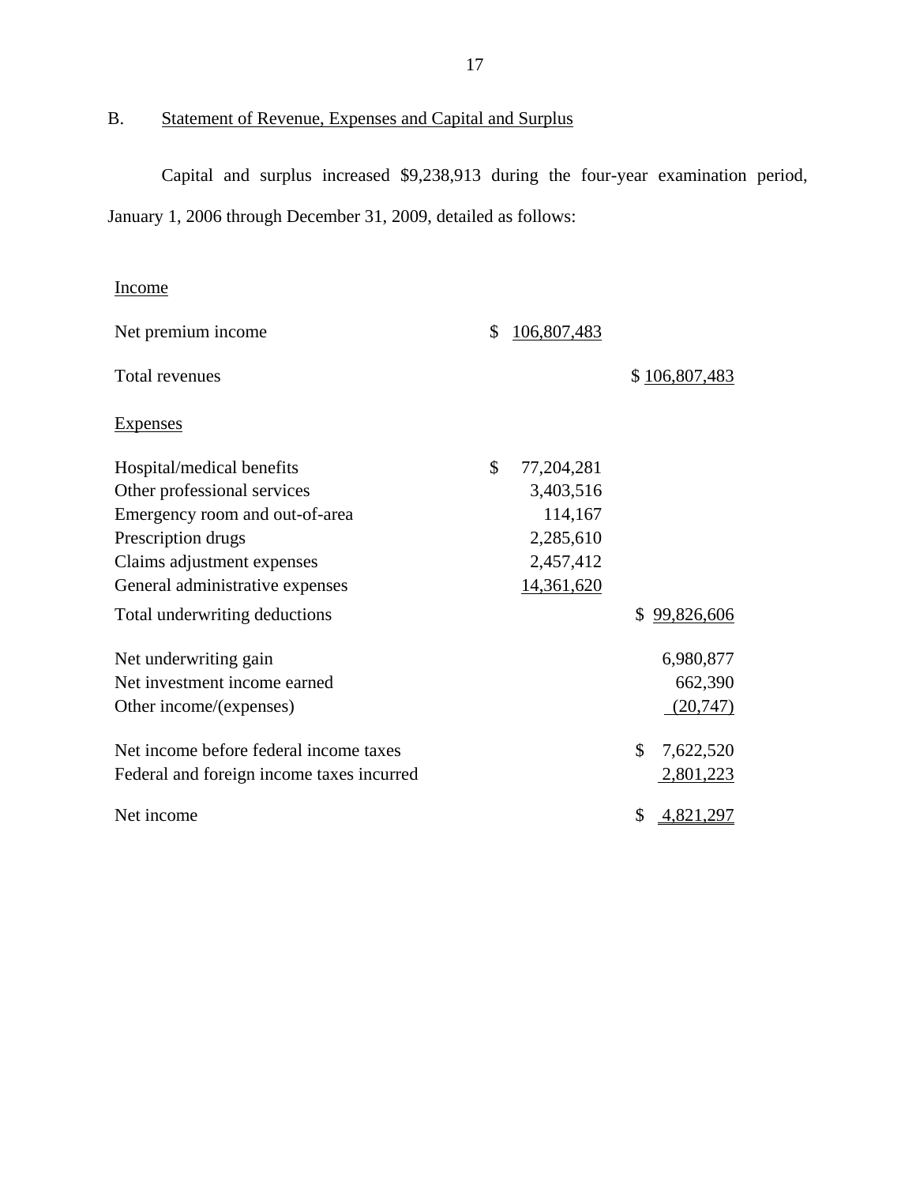## B. Statement of Revenue, Expenses and Capital and Surplus

Capital and surplus increased $9,238,913 during the four-year examination period, January 1, 2006 through December 31, 2009, detailed as follows:

| | | |
|---|---|---|
| Income | | |
| Net premium income | $ 106,807,483 | |
| Total revenues | | $ 106,807,483 |
| Expenses | | |
| Hospital/medical benefits | $ 77,204,281 | |
| Other professional services | 3,403,516 | |
| Emergency room and out-of-area | 114,167 | |
| Prescription drugs | 2,285,610 | |
| Claims adjustment expenses | 2,457,412 | |
| General administrative expenses | 14,361,620 | |
| Total underwriting deductions | | $ 99,826,606 |
| Net underwriting gain | | 6,980,877 |
| Net investment income earned | | 662,390 |
| Other income/(expenses) | | (20,747) |
| Net income before federal income taxes | | $ 7,622,520 |
| Federal and foreign income taxes incurred | | 2,801,223 |
| Net income | | $ 4,821,297 |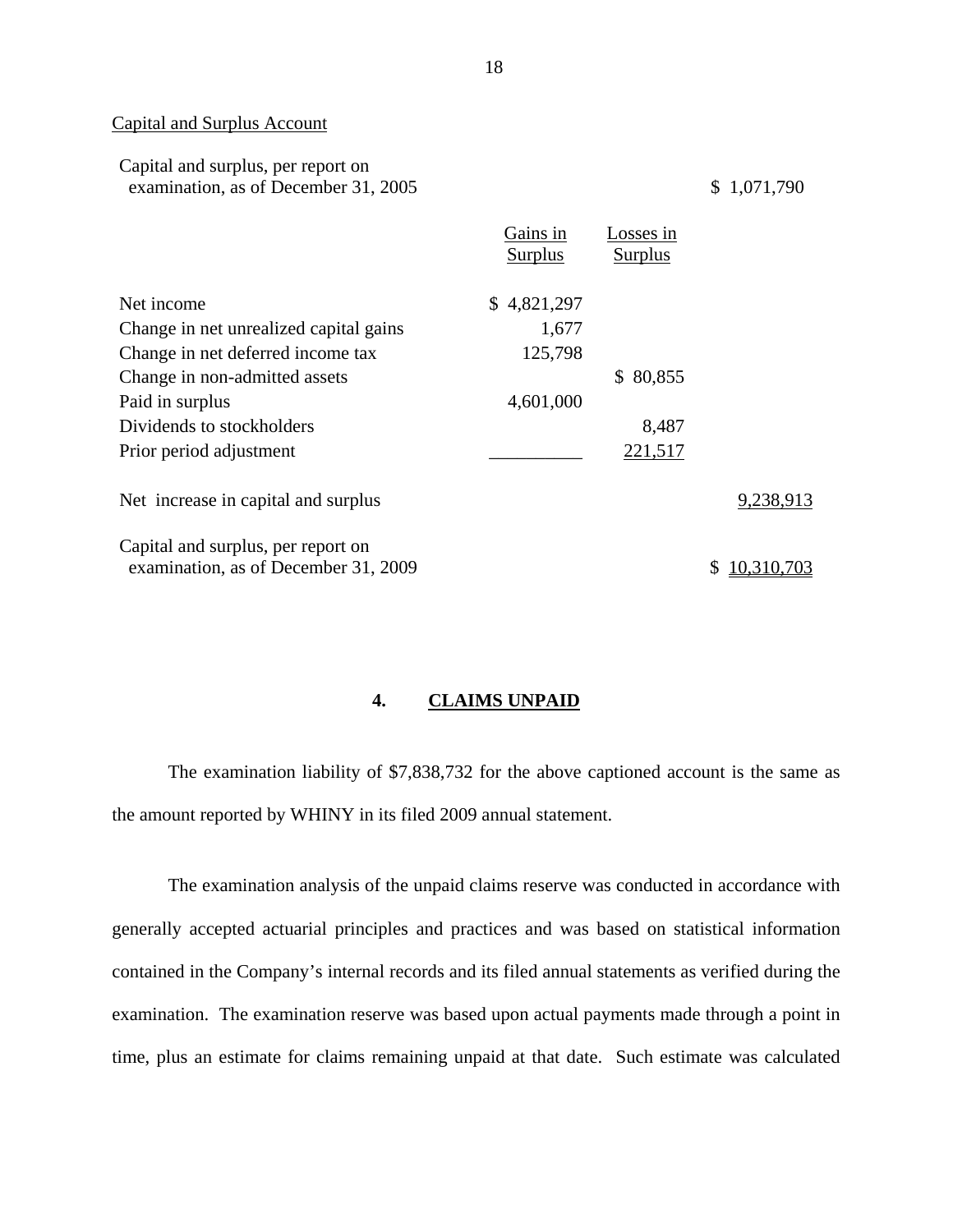Capital and Surplus Account

| | Gains in Surplus | Losses in Surplus | |
|---|---|---|---|
| Capital and surplus, per report on examination, as of December 31, 2005 | | | $ 1,071,790 |
| Net income | $ 4,821,297 | | |
| Change in net unrealized capital gains | 1,677 | | |
| Change in net deferred income tax | 125,798 | | |
| Change in non-admitted assets | | $ 80,855 | |
| Paid in surplus | 4,601,000 | | |
| Dividends to stockholders | | 8,487 | |
| Prior period adjustment | | 221,517 | |
| Net increase in capital and surplus | | | 9,238,913 |
| Capital and surplus, per report on examination, as of December 31, 2009 | | | $ 10,310,703 |

## 4. CLAIMS UNPAID

The examination liability of $7,838,732 for the above captioned account is the same as the amount reported by WHINY in its filed 2009 annual statement.

The examination analysis of the unpaid claims reserve was conducted in accordance with generally accepted actuarial principles and practices and was based on statistical information contained in the Company's internal records and its filed annual statements as verified during the examination. The examination reserve was based upon actual payments made through a point in time, plus an estimate for claims remaining unpaid at that date. Such estimate was calculated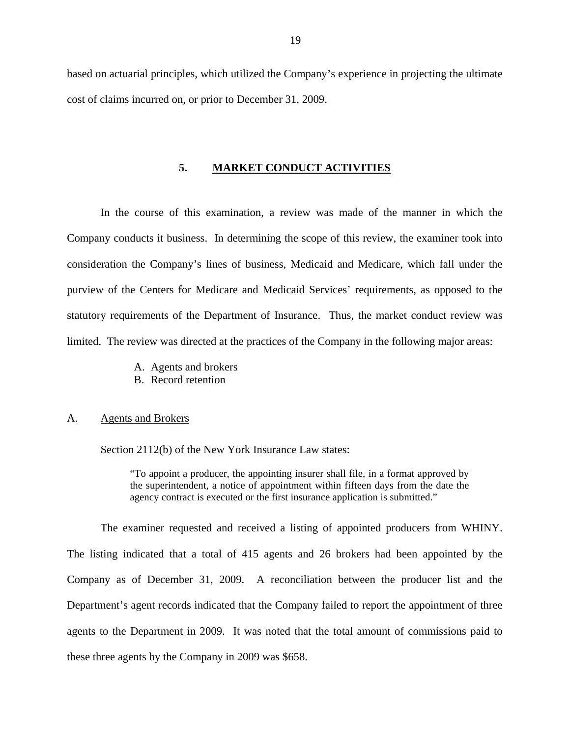based on actuarial principles, which utilized the Company's experience in projecting the ultimate cost of claims incurred on, or prior to December 31, 2009.

## 5. MARKET CONDUCT ACTIVITIES

In the course of this examination, a review was made of the manner in which the Company conducts it business. In determining the scope of this review, the examiner took into consideration the Company's lines of business, Medicaid and Medicare, which fall under the purview of the Centers for Medicare and Medicaid Services' requirements, as opposed to the statutory requirements of the Department of Insurance. Thus, the market conduct review was limited. The review was directed at the practices of the Company in the following major areas:

A. Agents and brokers
B. Record retention

### A. Agents and Brokers

Section 2112(b) of the New York Insurance Law states:

> "To appoint a producer, the appointing insurer shall file, in a format approved by the superintendent, a notice of appointment within fifteen days from the date the agency contract is executed or the first insurance application is submitted."

The examiner requested and received a listing of appointed producers from WHINY. The listing indicated that a total of 415 agents and 26 brokers had been appointed by the Company as of December 31, 2009. A reconciliation between the producer list and the Department's agent records indicated that the Company failed to report the appointment of three agents to the Department in 2009. It was noted that the total amount of commissions paid to these three agents by the Company in 2009 was $658.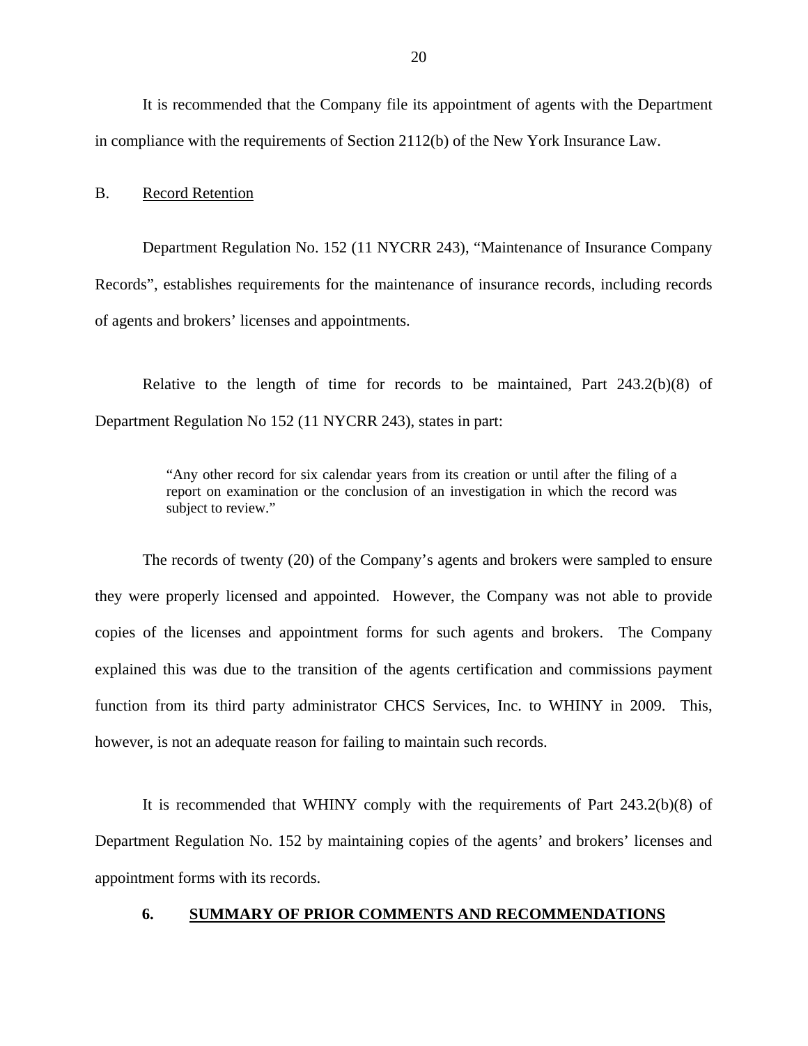It is recommended that the Company file its appointment of agents with the Department in compliance with the requirements of Section 2112(b) of the New York Insurance Law.

B. Record Retention

Department Regulation No. 152 (11 NYCRR 243), "Maintenance of Insurance Company Records", establishes requirements for the maintenance of insurance records, including records of agents and brokers' licenses and appointments.

Relative to the length of time for records to be maintained, Part 243.2(b)(8) of Department Regulation No 152 (11 NYCRR 243), states in part:

> "Any other record for six calendar years from its creation or until after the filing of a report on examination or the conclusion of an investigation in which the record was subject to review."

The records of twenty (20) of the Company's agents and brokers were sampled to ensure they were properly licensed and appointed. However, the Company was not able to provide copies of the licenses and appointment forms for such agents and brokers. The Company explained this was due to the transition of the agents certification and commissions payment function from its third party administrator CHCS Services, Inc. to WHINY in 2009. This, however, is not an adequate reason for failing to maintain such records.

It is recommended that WHINY comply with the requirements of Part 243.2(b)(8) of Department Regulation No. 152 by maintaining copies of the agents' and brokers' licenses and appointment forms with its records.

## 6. SUMMARY OF PRIOR COMMENTS AND RECOMMENDATIONS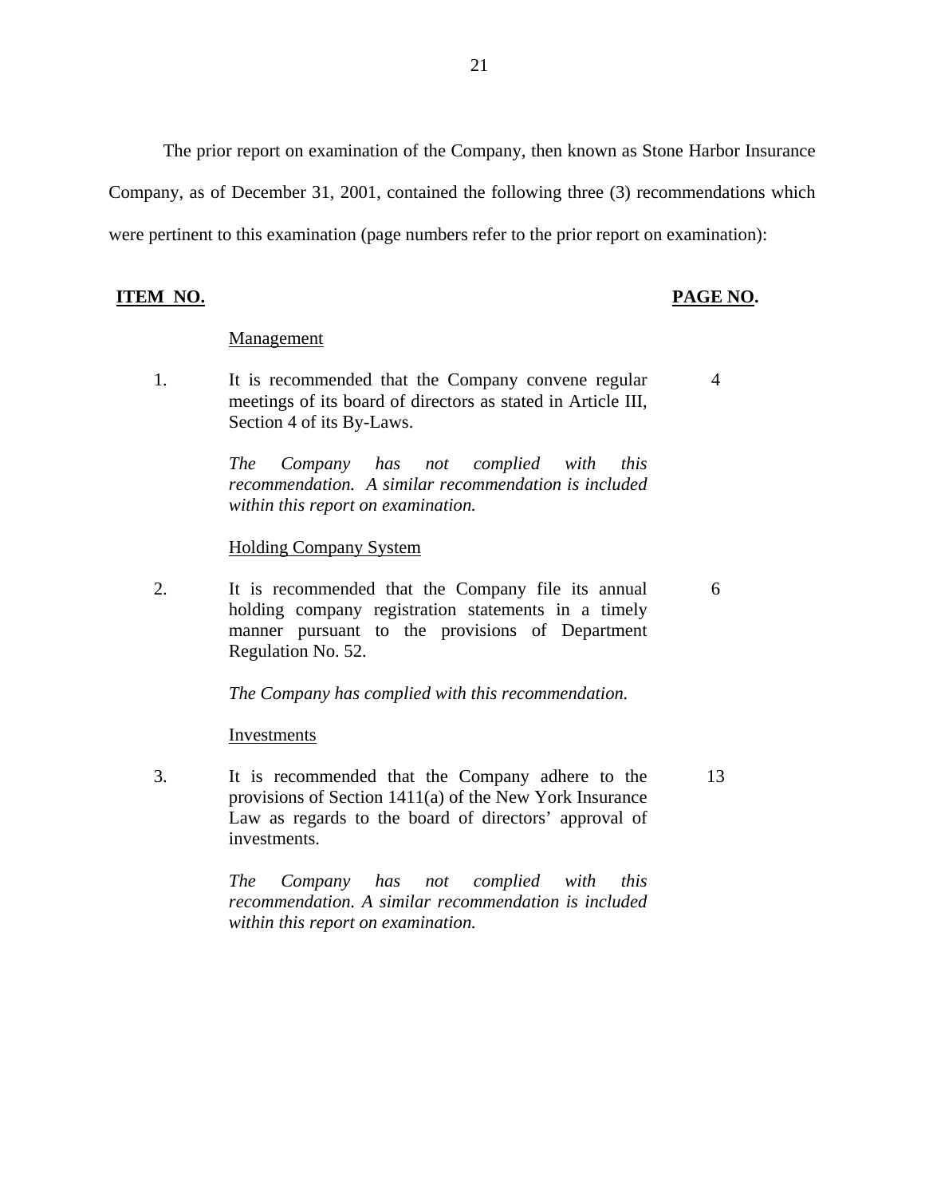The prior report on examination of the Company, then known as Stone Harbor Insurance Company, as of December 31, 2001, contained the following three (3) recommendations which were pertinent to this examination (page numbers refer to the prior report on examination):

| ITEM NO. | | PAGE NO. |
|---|---|---|
| | Management | |
| 1. | It is recommended that the Company convene regular meetings of its board of directors as stated in Article III, Section 4 of its By-Laws. | 4 |
| | *The Company has not complied with this recommendation. A similar recommendation is included within this report on examination.* | |
| | Holding Company System | |
| 2. | It is recommended that the Company file its annual holding company registration statements in a timely manner pursuant to the provisions of Department Regulation No. 52. | 6 |
| | *The Company has complied with this recommendation.* | |
| | Investments | |
| 3. | It is recommended that the Company adhere to the provisions of Section 1411(a) of the New York Insurance Law as regards to the board of directors' approval of investments. | 13 |
| | *The Company has not complied with this recommendation. A similar recommendation is included within this report on examination.* | |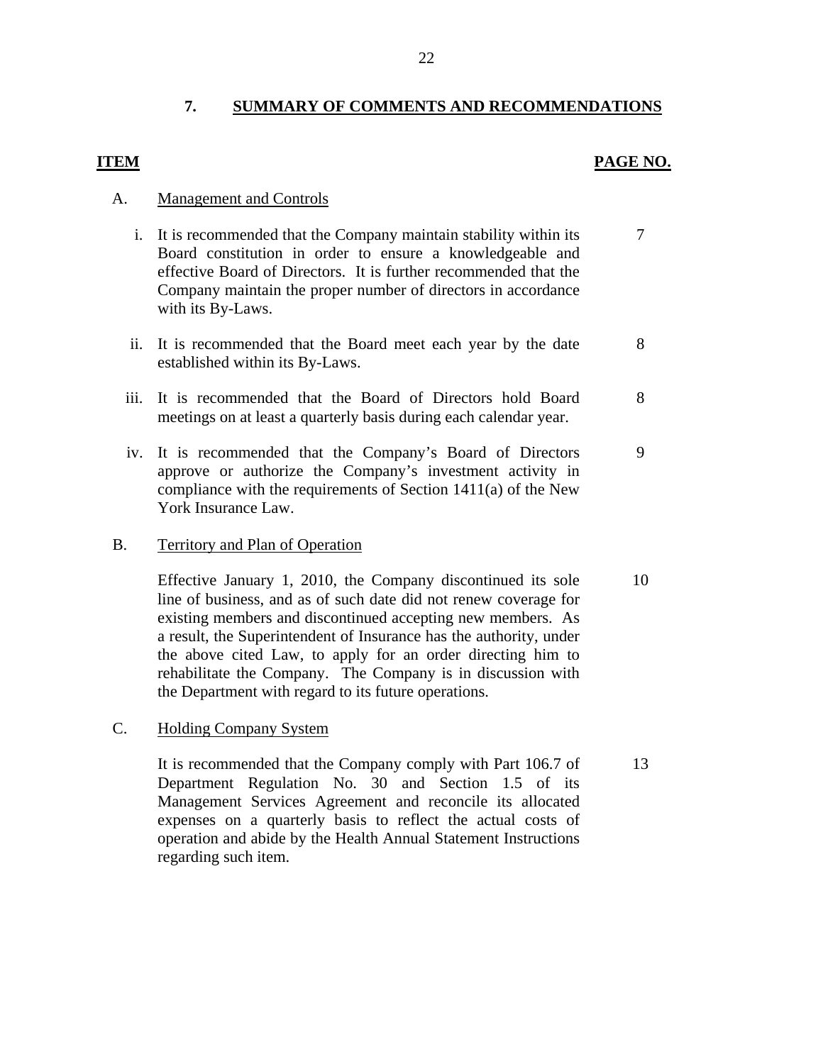## 7. SUMMARY OF COMMENTS AND RECOMMENDATIONS

| ITEM | | PAGE NO. |
|---|---|---|
| A. | Management and Controls | |
| i. | It is recommended that the Company maintain stability within its Board constitution in order to ensure a knowledgeable and effective Board of Directors. It is further recommended that the Company maintain the proper number of directors in accordance with its By-Laws. | 7 |
| ii. | It is recommended that the Board meet each year by the date established within its By-Laws. | 8 |
| iii. | It is recommended that the Board of Directors hold Board meetings on at least a quarterly basis during each calendar year. | 8 |
| iv. | It is recommended that the Company's Board of Directors approve or authorize the Company's investment activity in compliance with the requirements of Section 1411(a) of the New York Insurance Law. | 9 |
| B. | Territory and Plan of Operation | |
| | Effective January 1, 2010, the Company discontinued its sole line of business, and as of such date did not renew coverage for existing members and discontinued accepting new members. As a result, the Superintendent of Insurance has the authority, under the above cited Law, to apply for an order directing him to rehabilitate the Company. The Company is in discussion with the Department with regard to its future operations. | 10 |
| C. | Holding Company System | |
| | It is recommended that the Company comply with Part 106.7 of Department Regulation No. 30 and Section 1.5 of its Management Services Agreement and reconcile its allocated expenses on a quarterly basis to reflect the actual costs of operation and abide by the Health Annual Statement Instructions regarding such item. | 13 |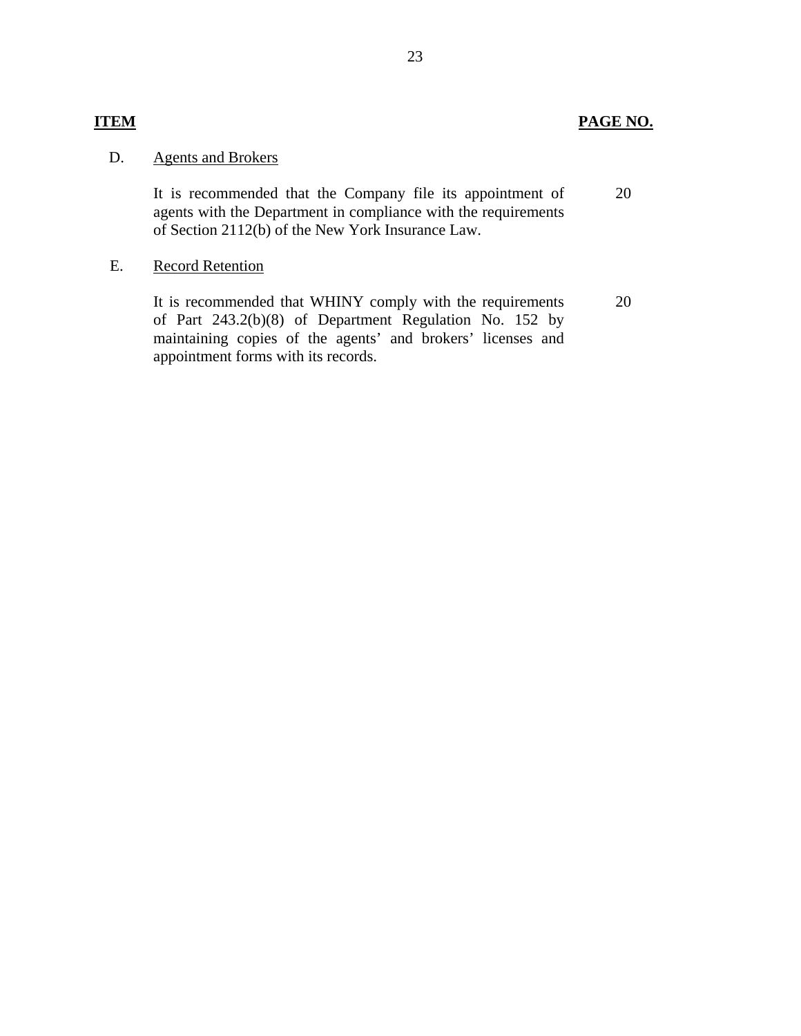| ITEM | | PAGE NO. |
|---|---|---|
| D. | Agents and Brokers | |
| | It is recommended that the Company file its appointment of agents with the Department in compliance with the requirements of Section 2112(b) of the New York Insurance Law. | 20 |
| E. | Record Retention | |
| | It is recommended that WHINY comply with the requirements of Part 243.2(b)(8) of Department Regulation No. 152 by maintaining copies of the agents' and brokers' licenses and appointment forms with its records. | 20 |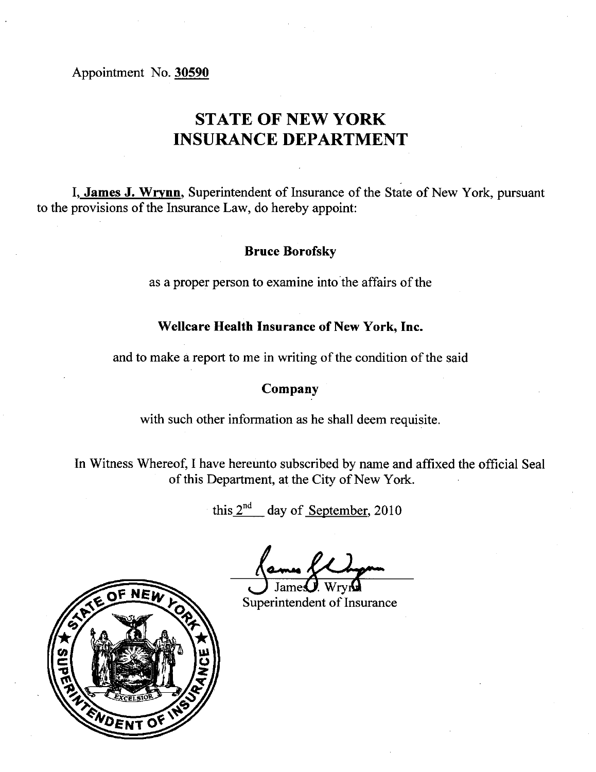Appointment No. **30590**

# STATE OF NEW YORK
# INSURANCE DEPARTMENT

I, **James J. Wrynn**, Superintendent of Insurance of the State of New York, pursuant to the provisions of the Insurance Law, do hereby appoint:

**Bruce Borofsky**

as a proper person to examine into the affairs of the

**Wellcare Health Insurance of New York, Inc.**

and to make a report to me in writing of the condition of the said

**Company**

with such other information as he shall deem requisite.

In Witness Whereof, I have hereunto subscribed by name and affixed the official Seal of this Department, at the City of New York.

this 2nd day of September, 2010

James J. Wrynn
Superintendent of Insurance

STATE OF NEW YORK SUPERINTENDENT OF INSURANCE
EXCELSIOR